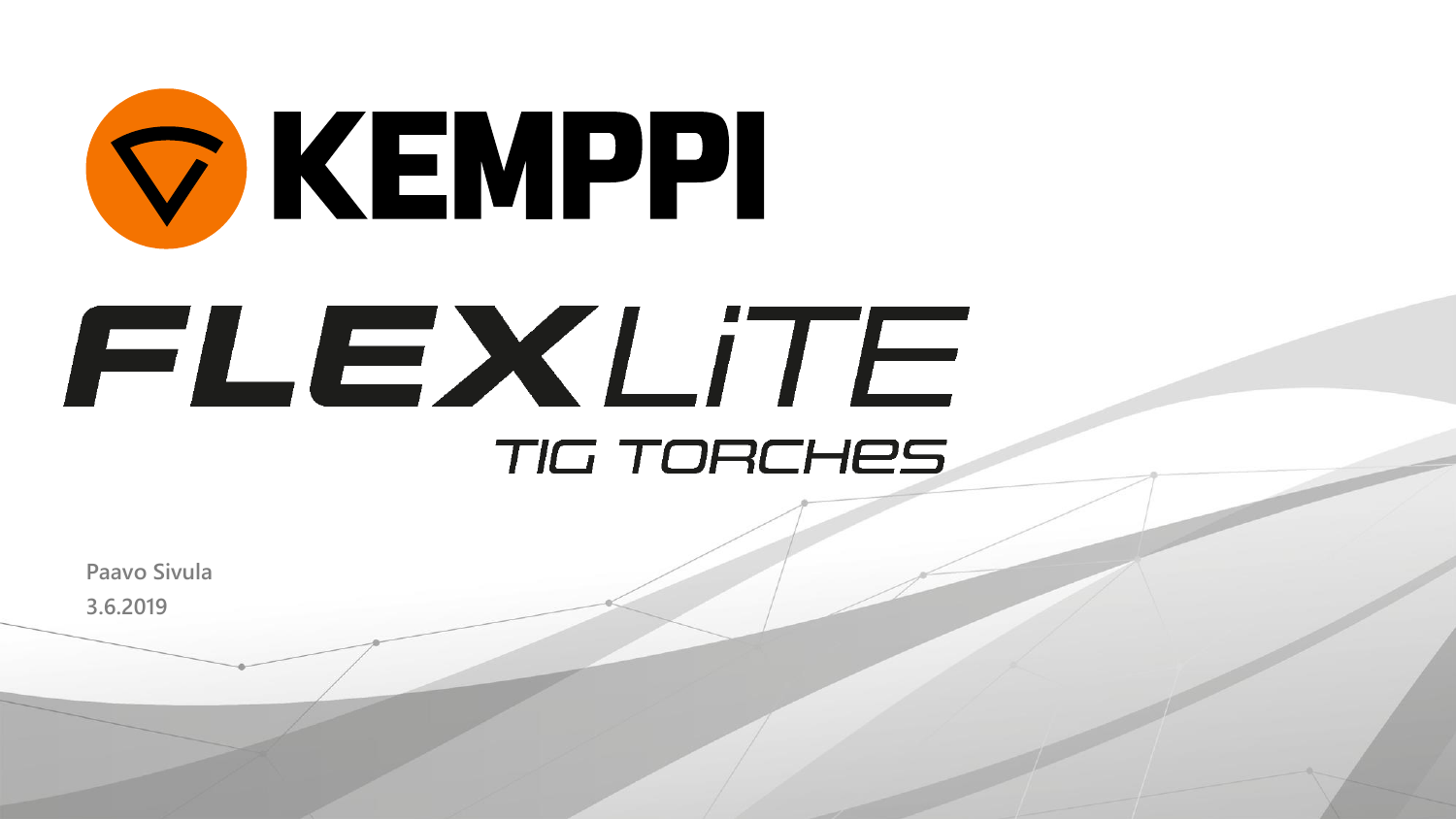# KEMPPI

# FLEXLITE

## TIG TORCHES

Paavo Sivula

3.6.2019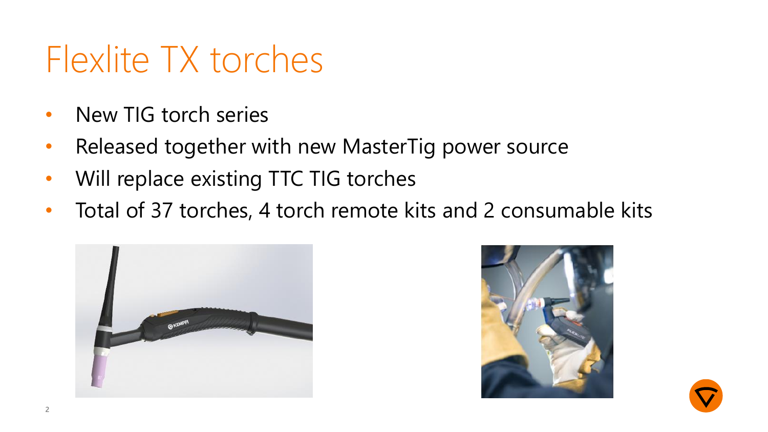# Flexlite TX torches

- New TIG torch series
- Released together with new MasterTig power source
- Will replace existing TTC TIG torches
- Total of 37 torches, 4 torch remote kits and 2 consumable kits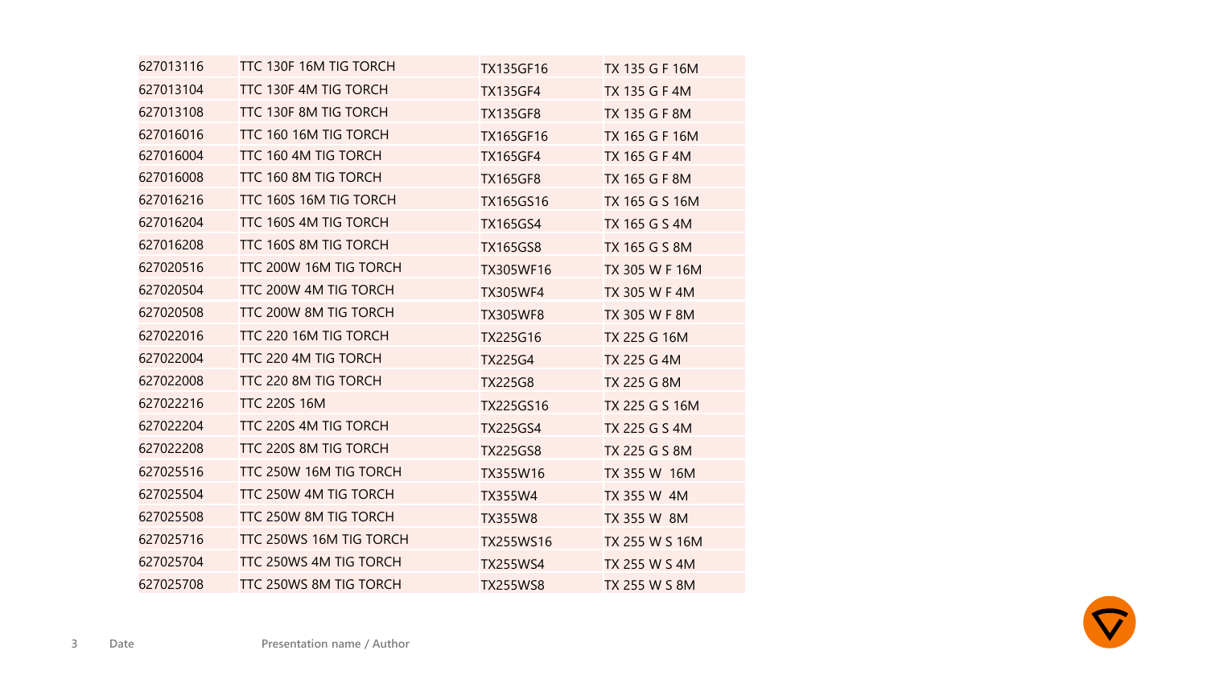| | | | |
|---|---|---|---|
| 627013116 | TTC 130F 16M TIG TORCH | TX135GF16 | TX 135 G F 16M |
| 627013104 | TTC 130F 4M TIG TORCH | TX135GF4 | TX 135 G F 4M |
| 627013108 | TTC 130F 8M TIG TORCH | TX135GF8 | TX 135 G F 8M |
| 627016016 | TTC 160 16M TIG TORCH | TX165GF16 | TX 165 G F 16M |
| 627016004 | TTC 160 4M TIG TORCH | TX165GF4 | TX 165 G F 4M |
| 627016008 | TTC 160 8M TIG TORCH | TX165GF8 | TX 165 G F 8M |
| 627016216 | TTC 160S 16M TIG TORCH | TX165GS16 | TX 165 G S 16M |
| 627016204 | TTC 160S 4M TIG TORCH | TX165GS4 | TX 165 G S 4M |
| 627016208 | TTC 160S 8M TIG TORCH | TX165GS8 | TX 165 G S 8M |
| 627020516 | TTC 200W 16M TIG TORCH | TX305WF16 | TX 305 W F 16M |
| 627020504 | TTC 200W 4M TIG TORCH | TX305WF4 | TX 305 W F 4M |
| 627020508 | TTC 200W 8M TIG TORCH | TX305WF8 | TX 305 W F 8M |
| 627022016 | TTC 220 16M TIG TORCH | TX225G16 | TX 225 G 16M |
| 627022004 | TTC 220 4M TIG TORCH | TX225G4 | TX 225 G 4M |
| 627022008 | TTC 220 8M TIG TORCH | TX225G8 | TX 225 G 8M |
| 627022216 | TTC 220S 16M | TX225GS16 | TX 225 G S 16M |
| 627022204 | TTC 220S 4M TIG TORCH | TX225GS4 | TX 225 G S 4M |
| 627022208 | TTC 220S 8M TIG TORCH | TX225GS8 | TX 225 G S 8M |
| 627025516 | TTC 250W 16M TIG TORCH | TX355W16 | TX 355 W 16M |
| 627025504 | TTC 250W 4M TIG TORCH | TX355W4 | TX 355 W 4M |
| 627025508 | TTC 250W 8M TIG TORCH | TX355W8 | TX 355 W 8M |
| 627025716 | TTC 250WS 16M TIG TORCH | TX255WS16 | TX 255 W S 16M |
| 627025704 | TTC 250WS 4M TIG TORCH | TX255WS4 | TX 255 W S 4M |
| 627025708 | TTC 250WS 8M TIG TORCH | TX255WS8 | TX 255 W S 8M |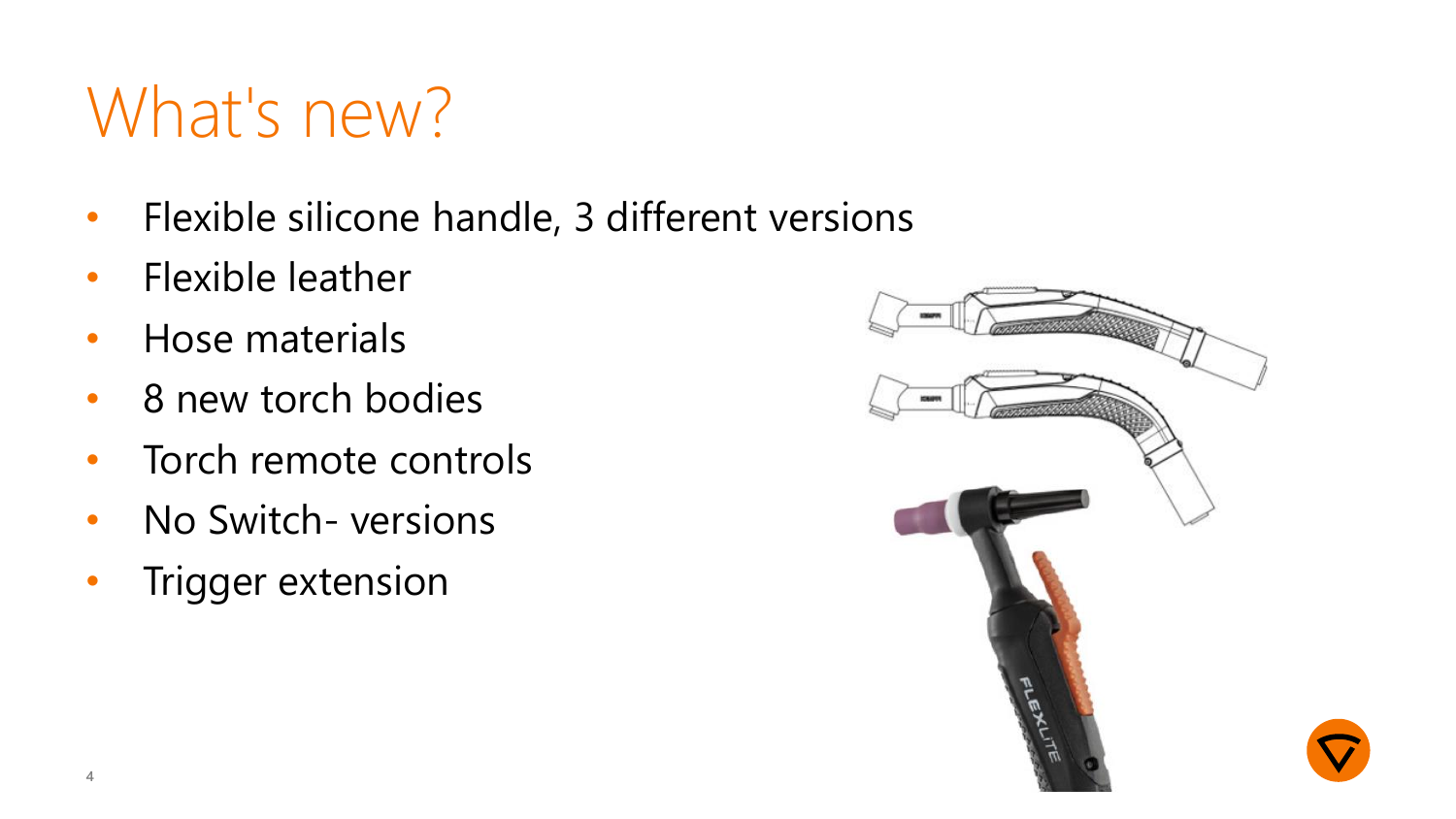# What's new?

- Flexible silicone handle, 3 different versions
- Flexible leather
- Hose materials
- 8 new torch bodies
- Torch remote controls
- No Switch- versions
- Trigger extension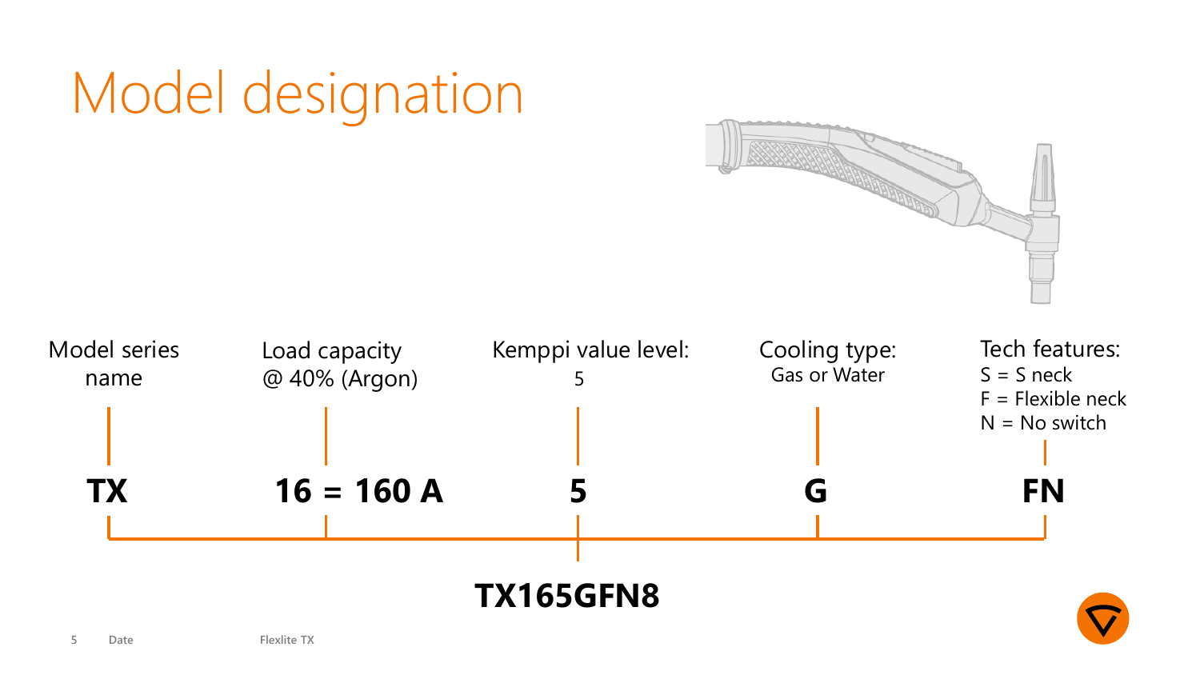# Model designation

| Model series name | Load capacity @ 40% (Argon) | Kemppi value level: 5 | Cooling type: Gas or Water | Tech features: S = S neck, F = Flexible neck, N = No switch |
|---|---|---|---|---|
| **TX** | **16 = 160 A** | **5** | **G** | **FN** |

**TX165GFN8**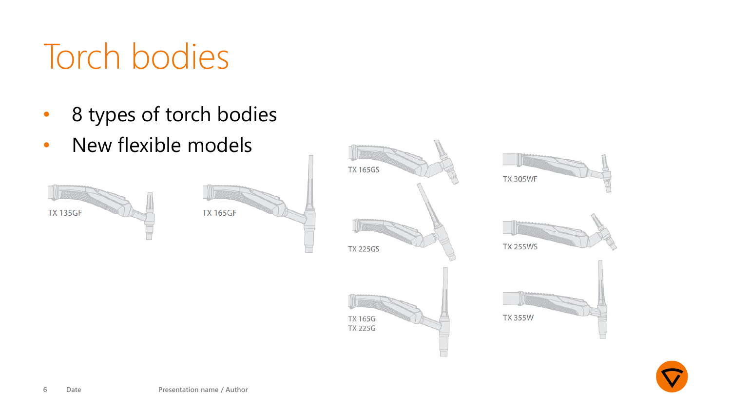# Torch bodies

- 8 types of torch bodies
- New flexible models

TX 135GF

TX 165GF

TX 165GS

TX 225GS

TX 165G
TX 225G

TX 305WF

TX 255WS

TX 355W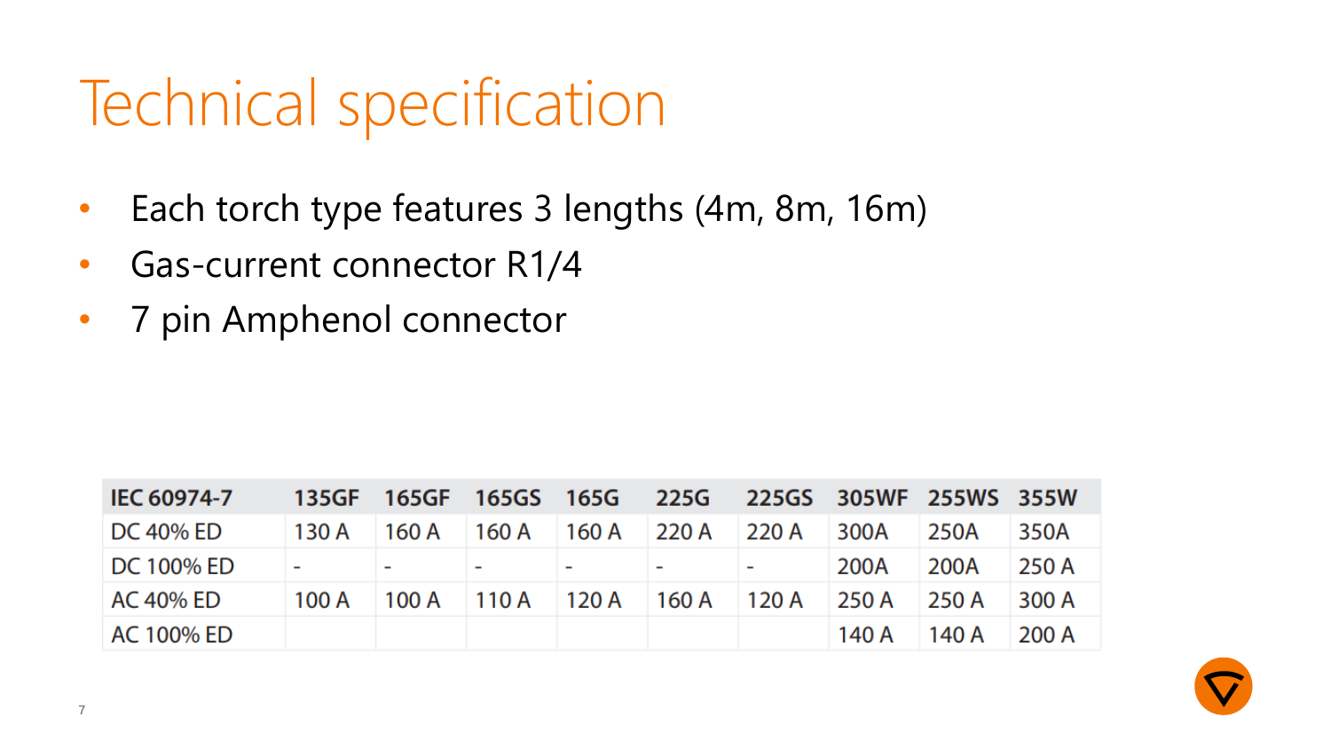# Technical specification

- Each torch type features 3 lengths (4m, 8m, 16m)
- Gas-current connector R1/4
- 7 pin Amphenol connector

| IEC 60974-7 | 135GF | 165GF | 165GS | 165G | 225G | 225GS | 305WF | 255WS | 355W |
|---|---|---|---|---|---|---|---|---|---|
| DC 40% ED | 130 A | 160 A | 160 A | 160 A | 220 A | 220 A | 300A | 250A | 350A |
| DC 100% ED | - | - | - | - | - | - | 200A | 200A | 250 A |
| AC 40% ED | 100 A | 100 A | 110 A | 120 A | 160 A | 120 A | 250 A | 250 A | 300 A |
| AC 100% ED | | | | | | | 140 A | 140 A | 200 A |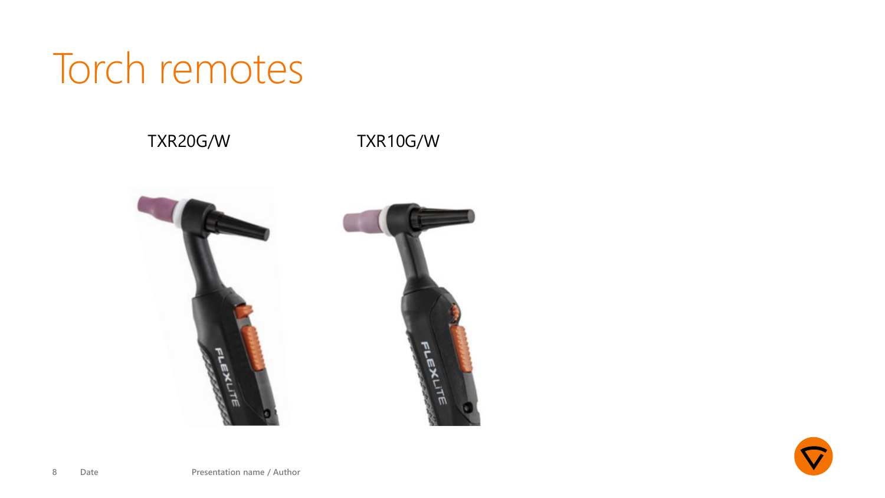# Torch remotes

TXR20G/W

TXR10G/W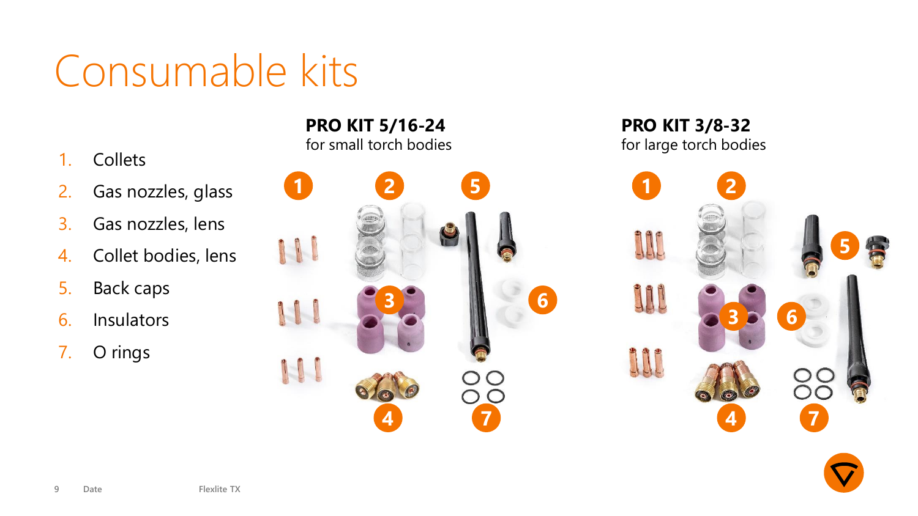# Consumable kits

1. Collets
2. Gas nozzles, glass
3. Gas nozzles, lens
4. Collet bodies, lens
5. Back caps
6. Insulators
7. O rings

**PRO KIT 5/16-24**
for small torch bodies

**PRO KIT 3/8-32**
for large torch bodies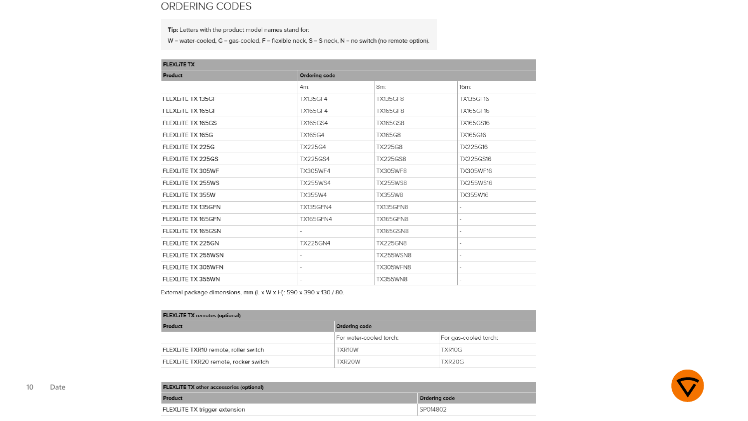# ORDERING CODES

**Tip:** Letters with the product model names stand for:
W = water-cooled, G = gas-cooled, F = flexible neck, S = S neck, N = no switch (no remote option).

| FLEXLiTE TX | | | |
|---|---|---|---|
| **Product** | **Ordering code** | | |
| | 4m: | 8m: | 16m: |
| FLEXLiTE TX 135GF | TX135GF4 | TX135GF8 | TX135GF16 |
| FLEXLiTE TX 165GF | TX165GF4 | TX165GF8 | TX165GF16 |
| FLEXLiTE TX 165GS | TX165GS4 | TX165GS8 | TX165GS16 |
| FLEXLiTE TX 165G | TX165G4 | TX165G8 | TX165G16 |
| FLEXLiTE TX 225G | TX225G4 | TX225G8 | TX225G16 |
| FLEXLiTE TX 225GS | TX225GS4 | TX225GS8 | TX225GS16 |
| FLEXLiTE TX 305WF | TX305WF4 | TX305WF8 | TX305WF16 |
| FLEXLiTE TX 255WS | TX255WS4 | TX255WS8 | TX255WS16 |
| FLEXLiTE TX 355W | TX355W4 | TX355W8 | TX355W16 |
| FLEXLiTE TX 135GFN | TX135GFN4 | TX135GFN8 | - |
| FLEXLiTE TX 165GFN | TX165GFN4 | TX165GFN8 | - |
| FLEXLiTE TX 165GSN | - | TX165GSN8 | - |
| FLEXLiTE TX 225GN | TX225GN4 | TX225GN8 | - |
| FLEXLiTE TX 255WSN | - | TX255WSN8 | - |
| FLEXLiTE TX 305WFN | - | TX305WFN8 | - |
| FLEXLiTE TX 355WN | - | TX355WN8 | - |

External package dimensions, mm (L x W x H): 590 x 390 x 130 / 80.

| FLEXLiTE TX remotes (optional) | | |
|---|---|---|
| **Product** | **Ordering code** | |
| | For water-cooled torch: | For gas-cooled torch: |
| FLEXLiTE TXR10 remote, roller switch | TXR10W | TXR10G |
| FLEXLiTE TXR20 remote, rocker switch | TXR20W | TXR20G |

| FLEXLiTE TX other accessories (optional) | |
|---|---|
| **Product** | **Ordering code** |
| FLEXLiTE TX trigger extension | SP014802 |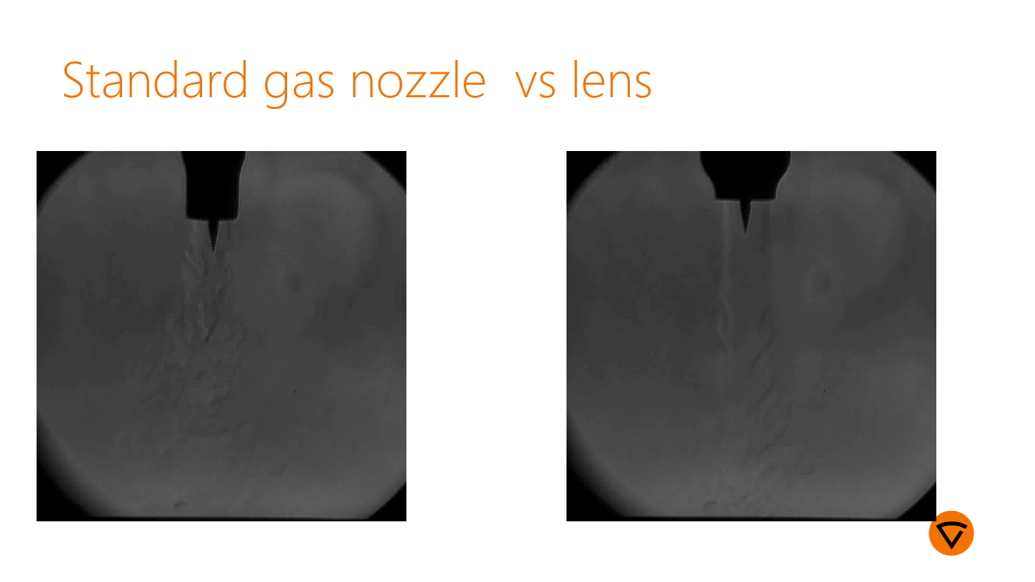# Standard gas nozzle  vs lens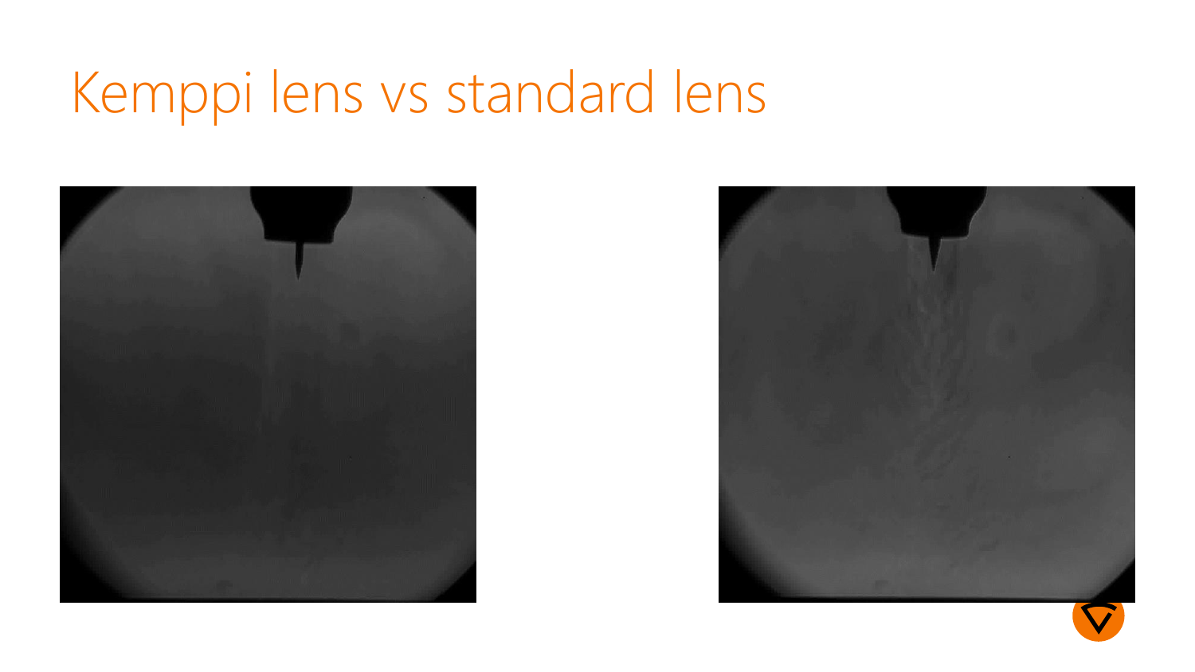# Kemppi lens vs standard lens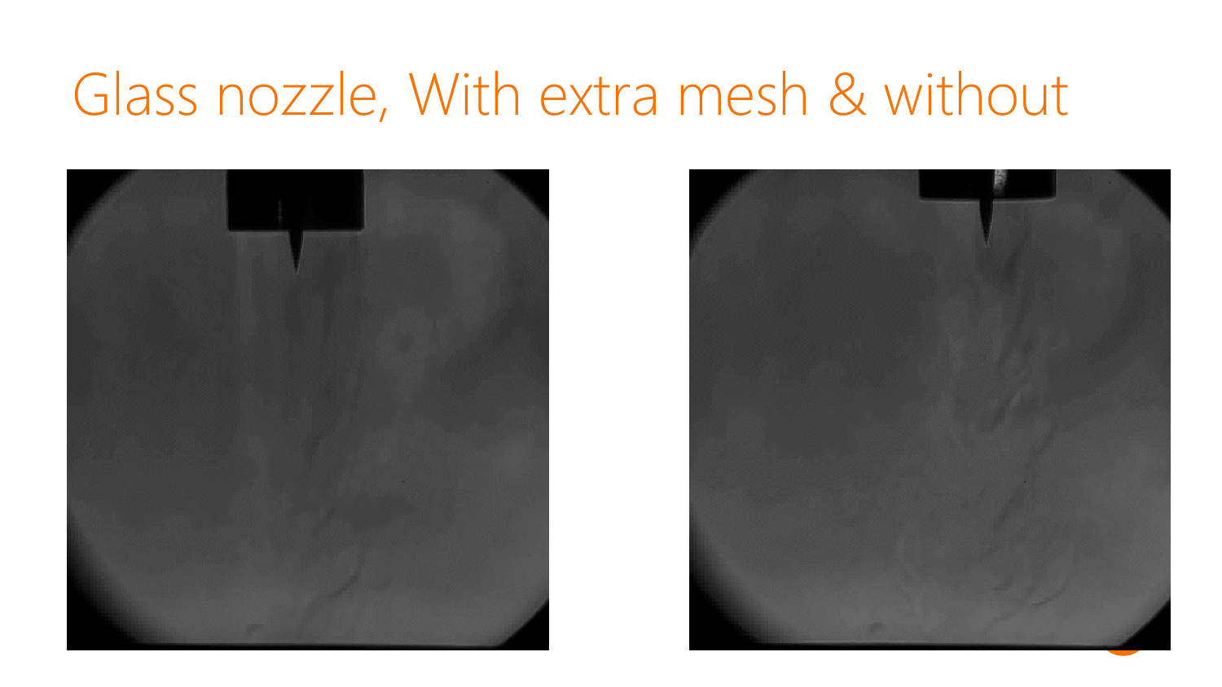# Glass nozzle, With extra mesh & without